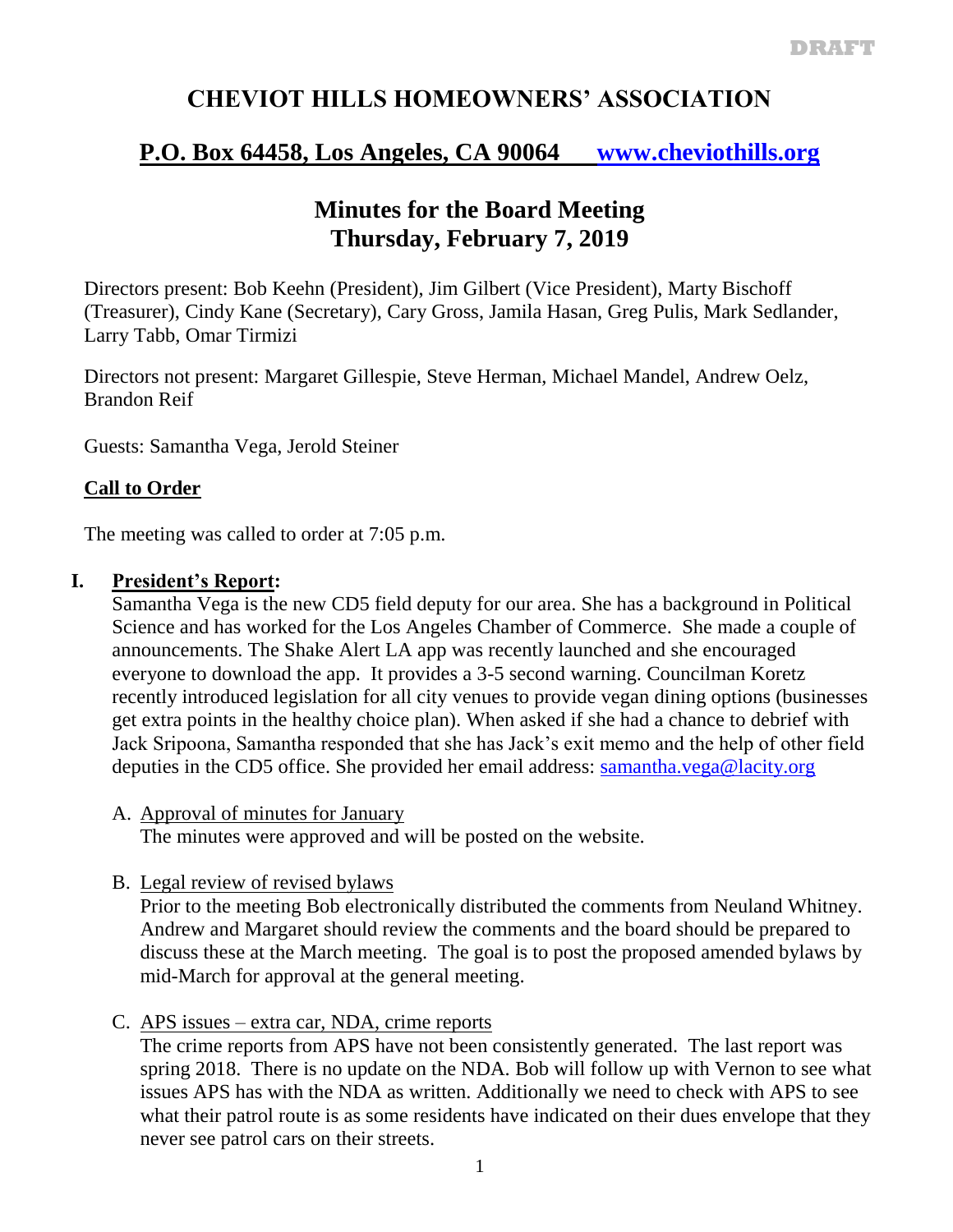DRAFT

# CHEVIOT HILLS HOMEOWNERS' ASSOCIATION

## P.O. Box 64458, Los Angeles, CA 90064 www.cheviothills.org

## Minutes for the Board Meeting
## Thursday, February 7, 2019

Directors present: Bob Keehn (President), Jim Gilbert (Vice President), Marty Bischoff (Treasurer), Cindy Kane (Secretary), Cary Gross, Jamila Hasan, Greg Pulis, Mark Sedlander, Larry Tabb, Omar Tirmizi

Directors not present: Margaret Gillespie, Steve Herman, Michael Mandel, Andrew Oelz, Brandon Reif

Guests: Samantha Vega, Jerold Steiner

### Call to Order

The meeting was called to order at 7:05 p.m.

### I. President's Report:

Samantha Vega is the new CD5 field deputy for our area. She has a background in Political Science and has worked for the Los Angeles Chamber of Commerce. She made a couple of announcements. The Shake Alert LA app was recently launched and she encouraged everyone to download the app. It provides a 3-5 second warning. Councilman Koretz recently introduced legislation for all city venues to provide vegan dining options (businesses get extra points in the healthy choice plan). When asked if she had a chance to debrief with Jack Sripoona, Samantha responded that she has Jack's exit memo and the help of other field deputies in the CD5 office. She provided her email address: samantha.vega@lacity.org

A. Approval of minutes for January
The minutes were approved and will be posted on the website.

B. Legal review of revised bylaws
Prior to the meeting Bob electronically distributed the comments from Neuland Whitney. Andrew and Margaret should review the comments and the board should be prepared to discuss these at the March meeting. The goal is to post the proposed amended bylaws by mid-March for approval at the general meeting.

C. APS issues – extra car, NDA, crime reports
The crime reports from APS have not been consistently generated. The last report was spring 2018. There is no update on the NDA. Bob will follow up with Vernon to see what issues APS has with the NDA as written. Additionally we need to check with APS to see what their patrol route is as some residents have indicated on their dues envelope that they never see patrol cars on their streets.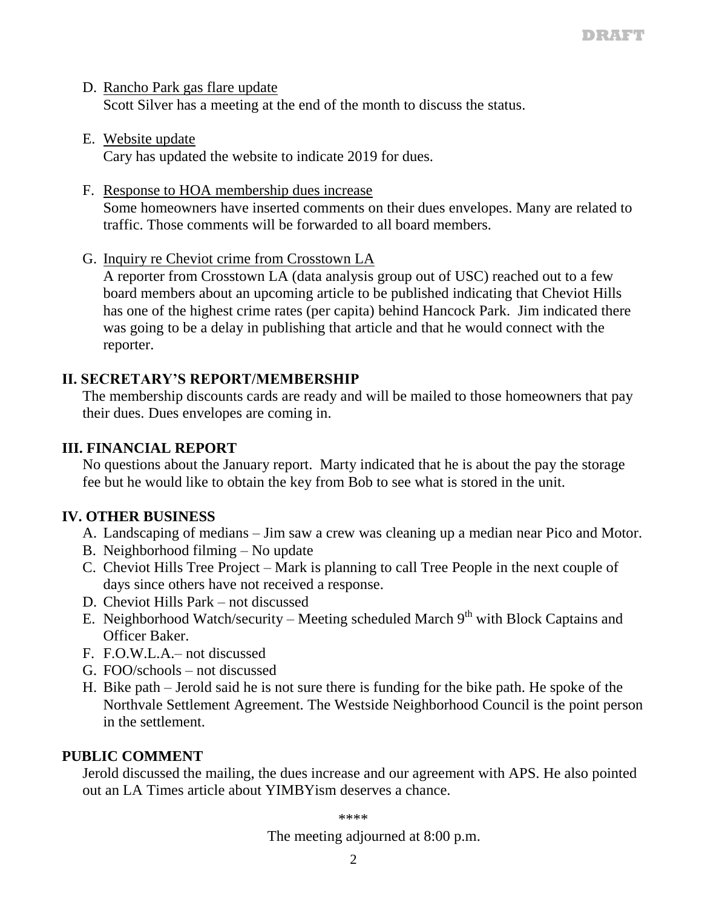DRAFT

D. Rancho Park gas flare update
   Scott Silver has a meeting at the end of the month to discuss the status.

E. Website update
   Cary has updated the website to indicate 2019 for dues.

F. Response to HOA membership dues increase
   Some homeowners have inserted comments on their dues envelopes. Many are related to traffic. Those comments will be forwarded to all board members.

G. Inquiry re Cheviot crime from Crosstown LA
   A reporter from Crosstown LA (data analysis group out of USC) reached out to a few board members about an upcoming article to be published indicating that Cheviot Hills has one of the highest crime rates (per capita) behind Hancock Park. Jim indicated there was going to be a delay in publishing that article and that he would connect with the reporter.

## II. SECRETARY'S REPORT/MEMBERSHIP

The membership discounts cards are ready and will be mailed to those homeowners that pay their dues. Dues envelopes are coming in.

## III. FINANCIAL REPORT

No questions about the January report. Marty indicated that he is about the pay the storage fee but he would like to obtain the key from Bob to see what is stored in the unit.

## IV. OTHER BUSINESS

A. Landscaping of medians – Jim saw a crew was cleaning up a median near Pico and Motor.
B. Neighborhood filming – No update
C. Cheviot Hills Tree Project – Mark is planning to call Tree People in the next couple of days since others have not received a response.
D. Cheviot Hills Park – not discussed
E. Neighborhood Watch/security – Meeting scheduled March 9th with Block Captains and Officer Baker.
F. F.O.W.L.A.– not discussed
G. FOO/schools – not discussed
H. Bike path – Jerold said he is not sure there is funding for the bike path. He spoke of the Northvale Settlement Agreement. The Westside Neighborhood Council is the point person in the settlement.

## PUBLIC COMMENT

Jerold discussed the mailing, the dues increase and our agreement with APS. He also pointed out an LA Times article about YIMBYism deserves a chance.

****

The meeting adjourned at 8:00 p.m.